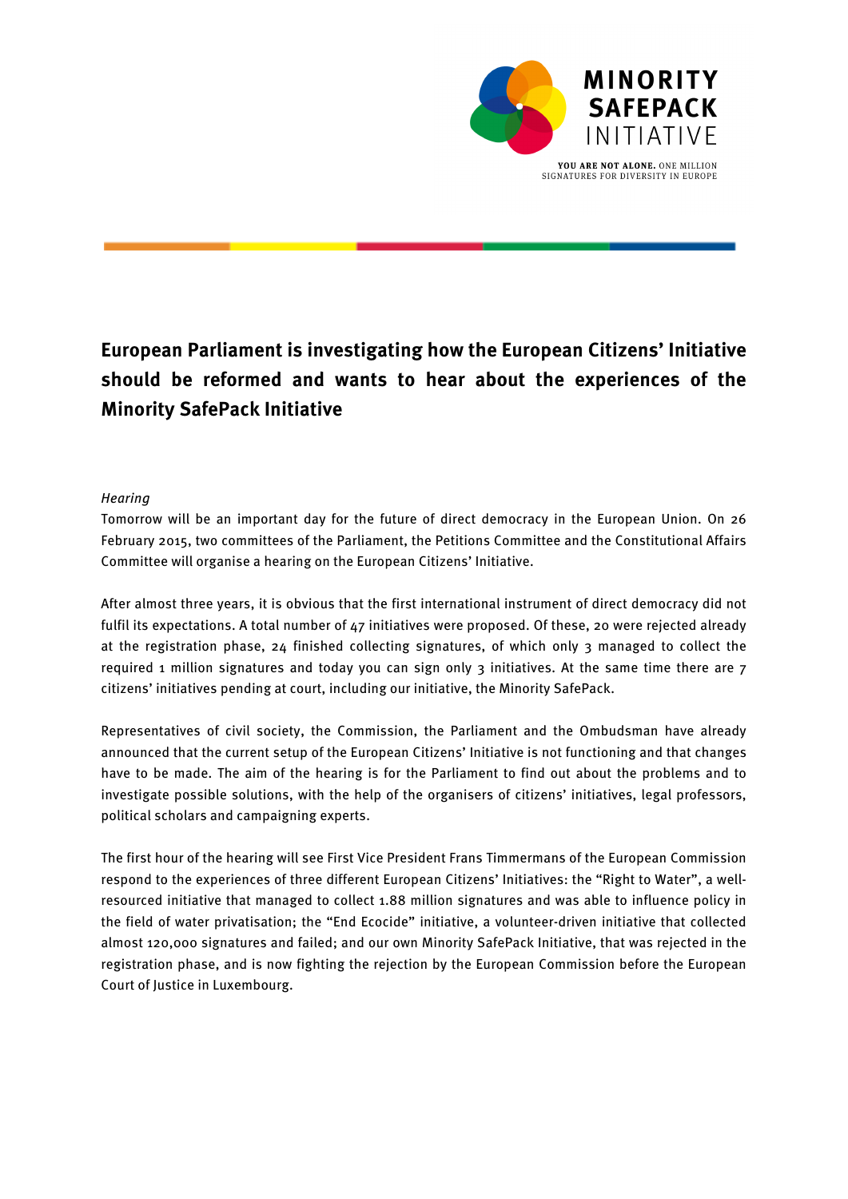MINORITY SAFEPACK INITIATIVE

**YOU ARE NOT ALONE.** ONE MILLION SIGNATURES FOR DIVERSITY IN EUROPE

# European Parliament is investigating how the European Citizens' Initiative should be reformed and wants to hear about the experiences of the Minority SafePack Initiative

*Hearing*

Tomorrow will be an important day for the future of direct democracy in the European Union. On 26 February 2015, two committees of the Parliament, the Petitions Committee and the Constitutional Affairs Committee will organise a hearing on the European Citizens' Initiative.

After almost three years, it is obvious that the first international instrument of direct democracy did not fulfil its expectations. A total number of 47 initiatives were proposed. Of these, 20 were rejected already at the registration phase, 24 finished collecting signatures, of which only 3 managed to collect the required 1 million signatures and today you can sign only 3 initiatives. At the same time there are 7 citizens' initiatives pending at court, including our initiative, the Minority SafePack.

Representatives of civil society, the Commission, the Parliament and the Ombudsman have already announced that the current setup of the European Citizens' Initiative is not functioning and that changes have to be made. The aim of the hearing is for the Parliament to find out about the problems and to investigate possible solutions, with the help of the organisers of citizens' initiatives, legal professors, political scholars and campaigning experts.

The first hour of the hearing will see First Vice President Frans Timmermans of the European Commission respond to the experiences of three different European Citizens' Initiatives: the "Right to Water", a well-resourced initiative that managed to collect 1.88 million signatures and was able to influence policy in the field of water privatisation; the "End Ecocide" initiative, a volunteer-driven initiative that collected almost 120,000 signatures and failed; and our own Minority SafePack Initiative, that was rejected in the registration phase, and is now fighting the rejection by the European Commission before the European Court of Justice in Luxembourg.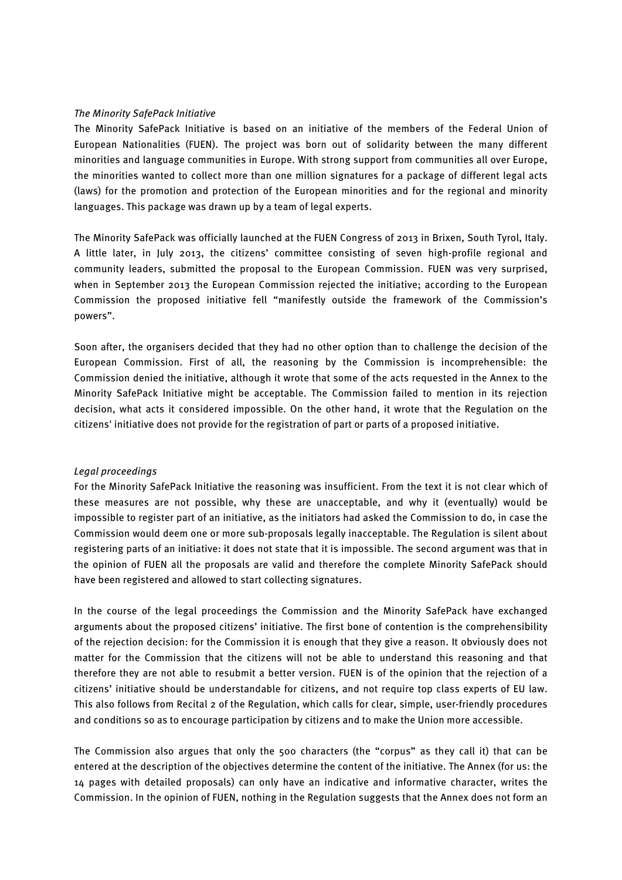*The Minority SafePack Initiative*

The Minority SafePack Initiative is based on an initiative of the members of the Federal Union of European Nationalities (FUEN). The project was born out of solidarity between the many different minorities and language communities in Europe. With strong support from communities all over Europe, the minorities wanted to collect more than one million signatures for a package of different legal acts (laws) for the promotion and protection of the European minorities and for the regional and minority languages. This package was drawn up by a team of legal experts.

The Minority SafePack was officially launched at the FUEN Congress of 2013 in Brixen, South Tyrol, Italy. A little later, in July 2013, the citizens' committee consisting of seven high-profile regional and community leaders, submitted the proposal to the European Commission. FUEN was very surprised, when in September 2013 the European Commission rejected the initiative; according to the European Commission the proposed initiative fell "manifestly outside the framework of the Commission's powers".

Soon after, the organisers decided that they had no other option than to challenge the decision of the European Commission. First of all, the reasoning by the Commission is incomprehensible: the Commission denied the initiative, although it wrote that some of the acts requested in the Annex to the Minority SafePack Initiative might be acceptable. The Commission failed to mention in its rejection decision, what acts it considered impossible. On the other hand, it wrote that the Regulation on the citizens' initiative does not provide for the registration of part or parts of a proposed initiative.

*Legal proceedings*

For the Minority SafePack Initiative the reasoning was insufficient. From the text it is not clear which of these measures are not possible, why these are unacceptable, and why it (eventually) would be impossible to register part of an initiative, as the initiators had asked the Commission to do, in case the Commission would deem one or more sub-proposals legally inacceptable. The Regulation is silent about registering parts of an initiative: it does not state that it is impossible. The second argument was that in the opinion of FUEN all the proposals are valid and therefore the complete Minority SafePack should have been registered and allowed to start collecting signatures.

In the course of the legal proceedings the Commission and the Minority SafePack have exchanged arguments about the proposed citizens' initiative. The first bone of contention is the comprehensibility of the rejection decision: for the Commission it is enough that they give a reason. It obviously does not matter for the Commission that the citizens will not be able to understand this reasoning and that therefore they are not able to resubmit a better version. FUEN is of the opinion that the rejection of a citizens' initiative should be understandable for citizens, and not require top class experts of EU law. This also follows from Recital 2 of the Regulation, which calls for clear, simple, user-friendly procedures and conditions so as to encourage participation by citizens and to make the Union more accessible.

The Commission also argues that only the 500 characters (the "corpus" as they call it) that can be entered at the description of the objectives determine the content of the initiative. The Annex (for us: the 14 pages with detailed proposals) can only have an indicative and informative character, writes the Commission. In the opinion of FUEN, nothing in the Regulation suggests that the Annex does not form an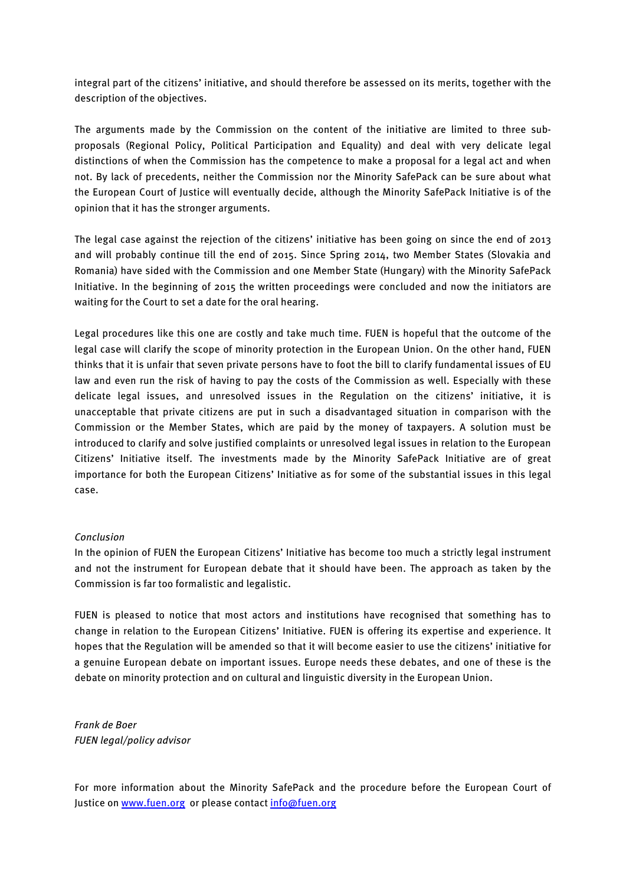integral part of the citizens' initiative, and should therefore be assessed on its merits, together with the description of the objectives.

The arguments made by the Commission on the content of the initiative are limited to three sub-proposals (Regional Policy, Political Participation and Equality) and deal with very delicate legal distinctions of when the Commission has the competence to make a proposal for a legal act and when not. By lack of precedents, neither the Commission nor the Minority SafePack can be sure about what the European Court of Justice will eventually decide, although the Minority SafePack Initiative is of the opinion that it has the stronger arguments.

The legal case against the rejection of the citizens' initiative has been going on since the end of 2013 and will probably continue till the end of 2015. Since Spring 2014, two Member States (Slovakia and Romania) have sided with the Commission and one Member State (Hungary) with the Minority SafePack Initiative. In the beginning of 2015 the written proceedings were concluded and now the initiators are waiting for the Court to set a date for the oral hearing.

Legal procedures like this one are costly and take much time. FUEN is hopeful that the outcome of the legal case will clarify the scope of minority protection in the European Union. On the other hand, FUEN thinks that it is unfair that seven private persons have to foot the bill to clarify fundamental issues of EU law and even run the risk of having to pay the costs of the Commission as well. Especially with these delicate legal issues, and unresolved issues in the Regulation on the citizens' initiative, it is unacceptable that private citizens are put in such a disadvantaged situation in comparison with the Commission or the Member States, which are paid by the money of taxpayers. A solution must be introduced to clarify and solve justified complaints or unresolved legal issues in relation to the European Citizens' Initiative itself. The investments made by the Minority SafePack Initiative are of great importance for both the European Citizens' Initiative as for some of the substantial issues in this legal case.

*Conclusion*

In the opinion of FUEN the European Citizens' Initiative has become too much a strictly legal instrument and not the instrument for European debate that it should have been. The approach as taken by the Commission is far too formalistic and legalistic.

FUEN is pleased to notice that most actors and institutions have recognised that something has to change in relation to the European Citizens' Initiative. FUEN is offering its expertise and experience. It hopes that the Regulation will be amended so that it will become easier to use the citizens' initiative for a genuine European debate on important issues. Europe needs these debates, and one of these is the debate on minority protection and on cultural and linguistic diversity in the European Union.

*Frank de Boer*
*FUEN legal/policy advisor*

For more information about the Minority SafePack and the procedure before the European Court of Justice on [www.fuen.org](http://www.fuen.org) or please contact [info@fuen.org](mailto:info@fuen.org)